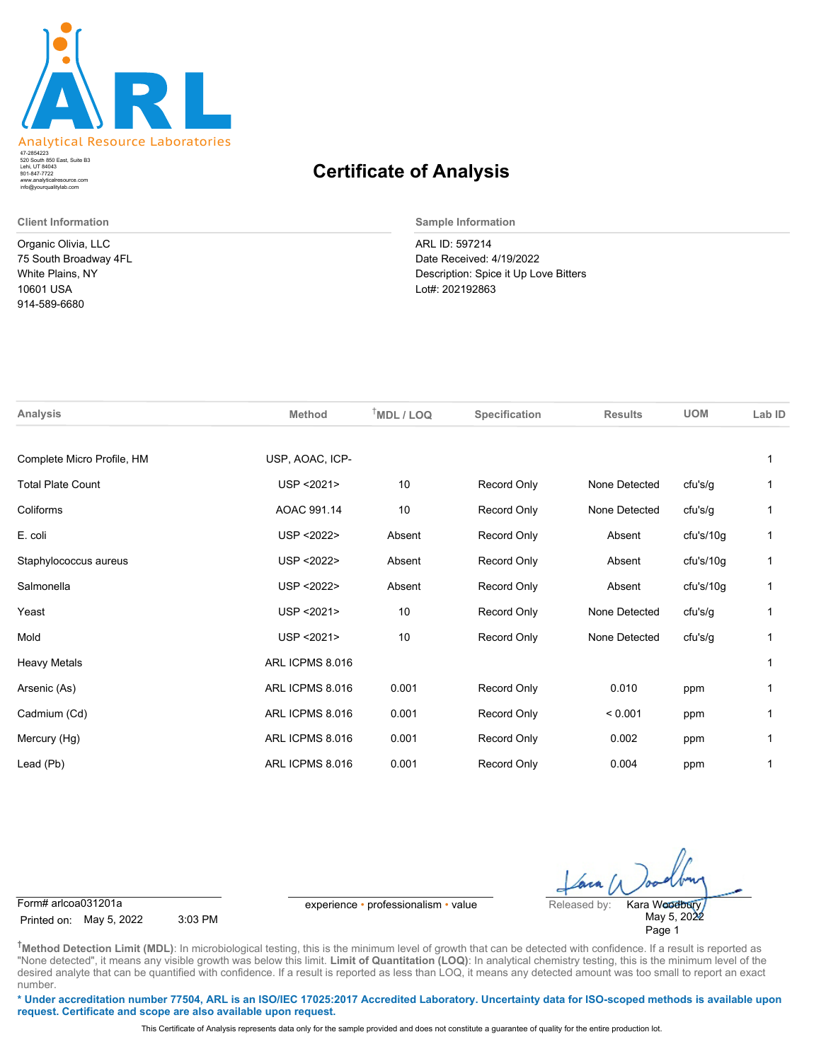Analytical Resource Laboratories

47-2854223
520 South 850 East, Suite B3
Lehi, UT 84043
801-847-7722
www.analyticalresource.com
info@yourqualitylab.com

# Certificate of Analysis

**Client Information**

Organic Olivia, LLC
75 South Broadway 4FL
White Plains, NY
10601 USA
914-589-6680

**Sample Information**

ARL ID: 597214
Date Received: 4/19/2022
Description: Spice it Up Love Bitters
Lot#: 202192863

| Analysis | Method | †MDL / LOQ | Specification | Results | UOM | Lab ID |
|---|---|---|---|---|---|---|
| Complete Micro Profile, HM | USP, AOAC, ICP- | | | | | 1 |
| Total Plate Count | USP <2021> | 10 | Record Only | None Detected | cfu's/g | 1 |
| Coliforms | AOAC 991.14 | 10 | Record Only | None Detected | cfu's/g | 1 |
| E. coli | USP <2022> | Absent | Record Only | Absent | cfu's/10g | 1 |
| Staphylococcus aureus | USP <2022> | Absent | Record Only | Absent | cfu's/10g | 1 |
| Salmonella | USP <2022> | Absent | Record Only | Absent | cfu's/10g | 1 |
| Yeast | USP <2021> | 10 | Record Only | None Detected | cfu's/g | 1 |
| Mold | USP <2021> | 10 | Record Only | None Detected | cfu's/g | 1 |
| Heavy Metals | ARL ICPMS 8.016 | | | | | 1 |
| Arsenic (As) | ARL ICPMS 8.016 | 0.001 | Record Only | 0.010 | ppm | 1 |
| Cadmium (Cd) | ARL ICPMS 8.016 | 0.001 | Record Only | < 0.001 | ppm | 1 |
| Mercury (Hg) | ARL ICPMS 8.016 | 0.001 | Record Only | 0.002 | ppm | 1 |
| Lead (Pb) | ARL ICPMS 8.016 | 0.001 | Record Only | 0.004 | ppm | 1 |

Form# arlcoa031201a
Printed on: May 5, 2022 3:03 PM

experience • professionalism • value

Released by: Kara Woodbury
May 5, 2022

†**Method Detection Limit (MDL)**: In microbiological testing, this is the minimum level of growth that can be detected with confidence. If a result is reported as "None detected", it means any visible growth was below this limit. **Limit of Quantitation (LOQ)**: In analytical chemistry testing, this is the minimum level of the desired analyte that can be quantified with confidence. If a result is reported as less than LOQ, it means any detected amount was too small to report an exact number.

**\* Under accreditation number 77504, ARL is an ISO/IEC 17025:2017 Accredited Laboratory. Uncertainty data for ISO-scoped methods is available upon request. Certificate and scope are also available upon request.**

This Certificate of Analysis represents data only for the sample provided and does not constitute a guarantee of quality for the entire production lot.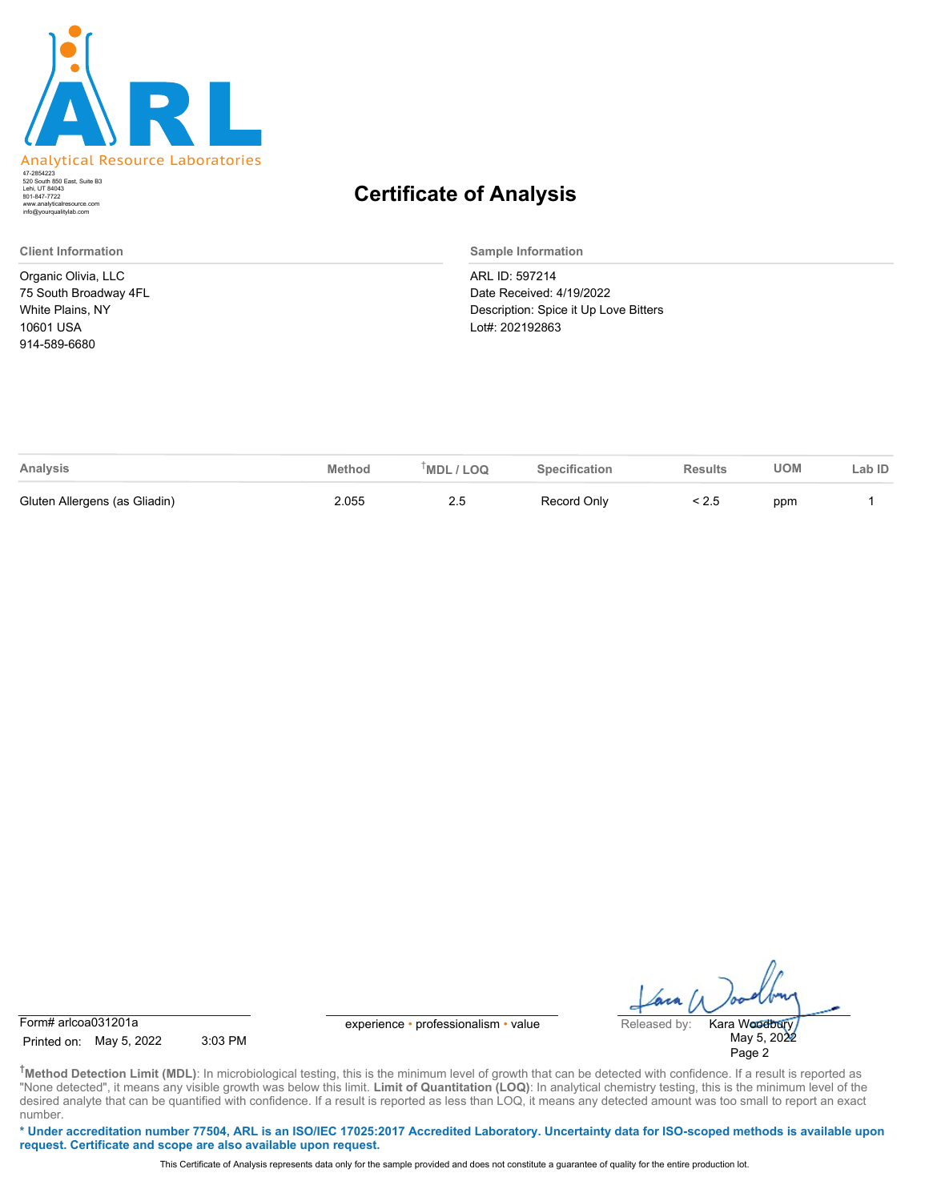**ARL**

Analytical Resource Laboratories

47-2854223
520 South 850 East, Suite B3
Lehi, UT 84043
801-847-7722
www.analyticalresource.com
info@yourqualitylab.com

# Certificate of Analysis

**Client Information**

Organic Olivia, LLC
75 South Broadway 4FL
White Plains, NY
10601 USA
914-589-6680

**Sample Information**

ARL ID: 597214
Date Received: 4/19/2022
Description: Spice it Up Love Bitters
Lot#: 202192863

| Analysis | Method | †MDL / LOQ | Specification | Results | UOM | Lab ID |
|---|---|---|---|---|---|---|
| Gluten Allergens (as Gliadin) | 2.055 | 2.5 | Record Only | < 2.5 | ppm | 1 |

Form# arlcoa031201a
Printed on: May 5, 2022 3:03 PM

experience • professionalism • value

Released by: Kara Woodbury
May 5, 2022

†**Method Detection Limit (MDL)**: In microbiological testing, this is the minimum level of growth that can be detected with confidence. If a result is reported as "None detected", it means any visible growth was below this limit. **Limit of Quantitation (LOQ)**: In analytical chemistry testing, this is the minimum level of the desired analyte that can be quantified with confidence. If a result is reported as less than LOQ, it means any detected amount was too small to report an exact number.

**\* Under accreditation number 77504, ARL is an ISO/IEC 17025:2017 Accredited Laboratory. Uncertainty data for ISO-scoped methods is available upon request. Certificate and scope are also available upon request.**

This Certificate of Analysis represents data only for the sample provided and does not constitute a guarantee of quality for the entire production lot.